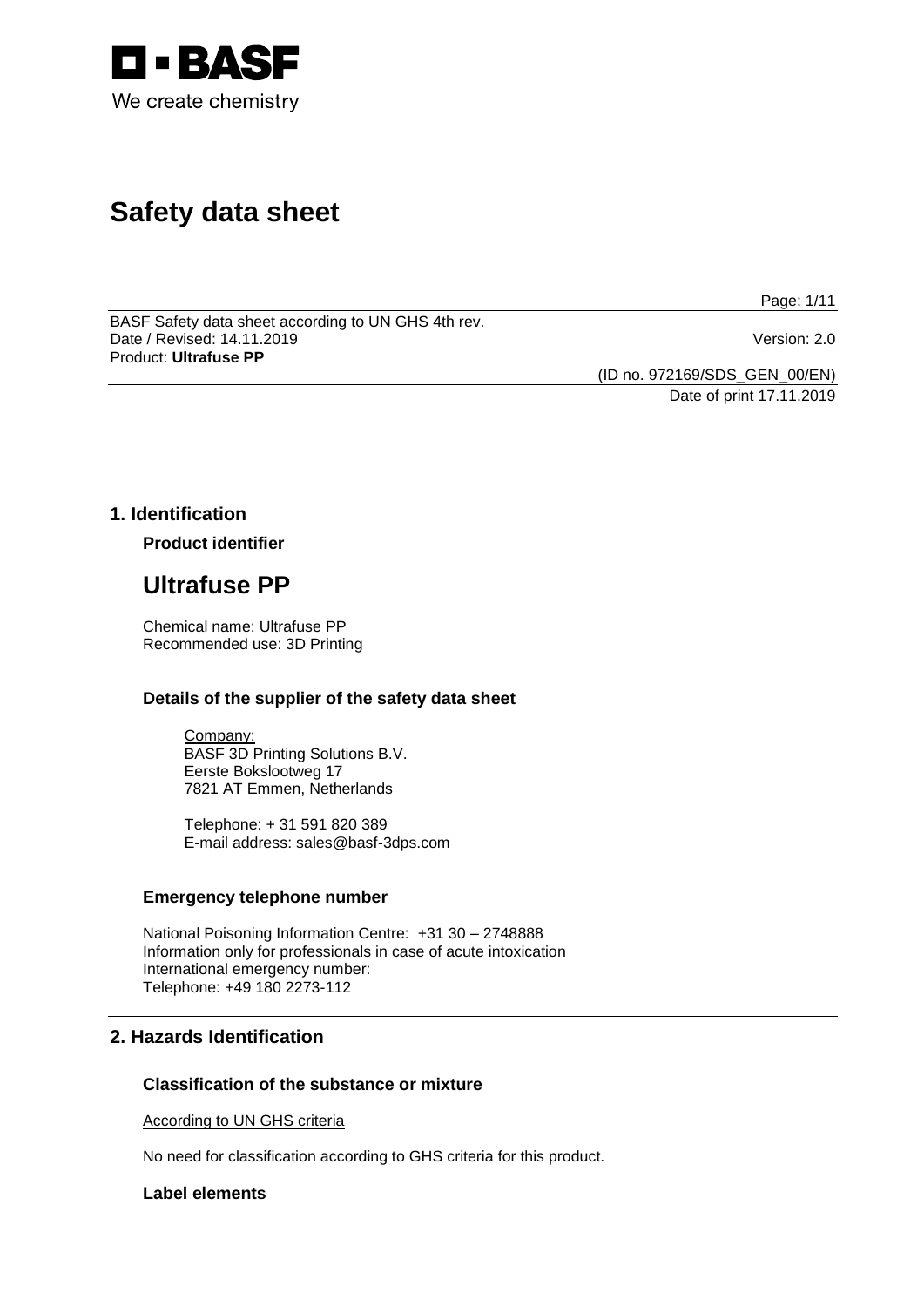BASF
We create chemistry

# Safety data sheet

BASF Safety data sheet according to UN GHS 4th rev.
Date / Revised: 14.11.2019 Version: 2.0
Product: **Ultrafuse PP**

(ID no. 972169/SDS_GEN_00/EN)
Date of print 17.11.2019

## 1. Identification

### Product identifier

# Ultrafuse PP

Chemical name: Ultrafuse PP
Recommended use: 3D Printing

### Details of the supplier of the safety data sheet

Company:
BASF 3D Printing Solutions B.V.
Eerste Bokslootweg 17
7821 AT Emmen, Netherlands

Telephone: + 31 591 820 389
E-mail address: sales@basf-3dps.com

### Emergency telephone number

National Poisoning Information Centre: +31 30 – 2748888
Information only for professionals in case of acute intoxication
International emergency number:
Telephone: +49 180 2273-112

## 2. Hazards Identification

### Classification of the substance or mixture

According to UN GHS criteria

No need for classification according to GHS criteria for this product.

### Label elements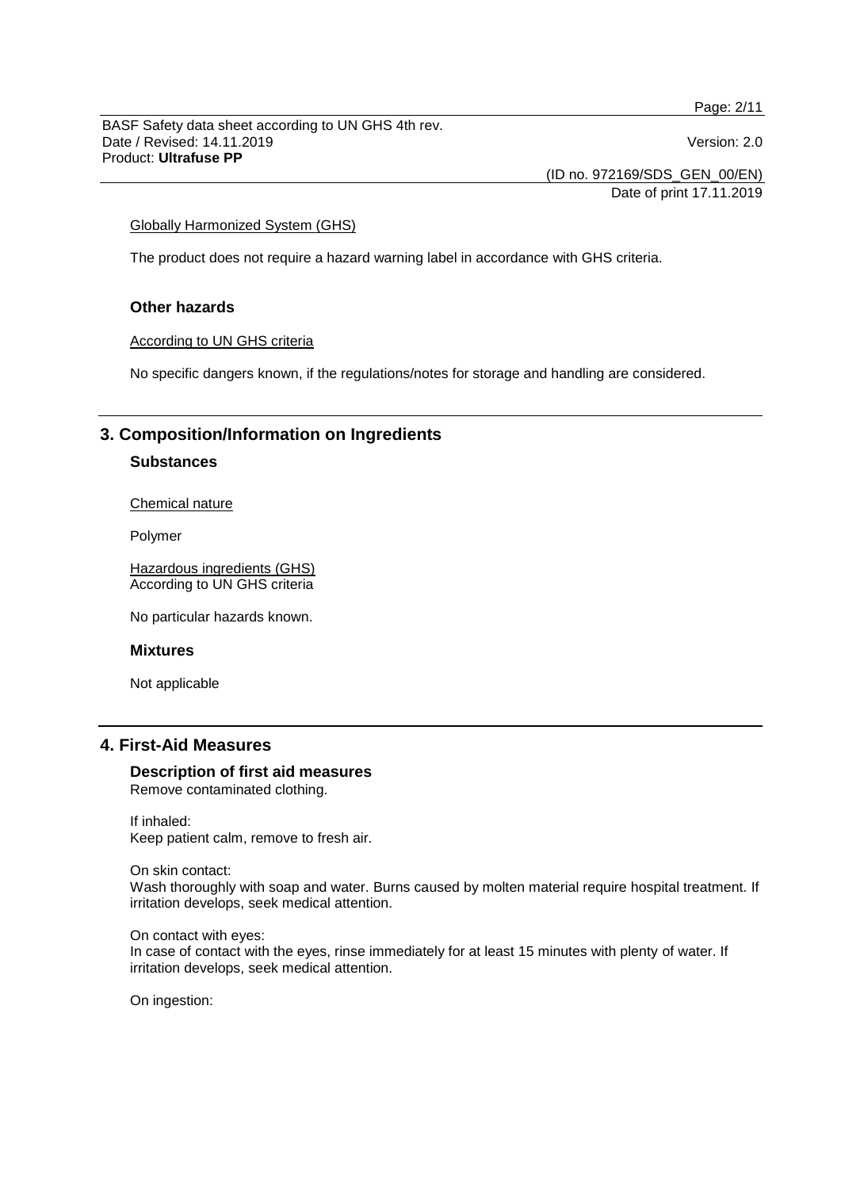Globally Harmonized System (GHS)

The product does not require a hazard warning label in accordance with GHS criteria.

### Other hazards

According to UN GHS criteria

No specific dangers known, if the regulations/notes for storage and handling are considered.

## 3. Composition/Information on Ingredients

### Substances

Chemical nature

Polymer

Hazardous ingredients (GHS)
According to UN GHS criteria

No particular hazards known.

### Mixtures

Not applicable

## 4. First-Aid Measures

### Description of first aid measures

Remove contaminated clothing.

If inhaled:
Keep patient calm, remove to fresh air.

On skin contact:
Wash thoroughly with soap and water. Burns caused by molten material require hospital treatment. If irritation develops, seek medical attention.

On contact with eyes:
In case of contact with the eyes, rinse immediately for at least 15 minutes with plenty of water. If irritation develops, seek medical attention.

On ingestion: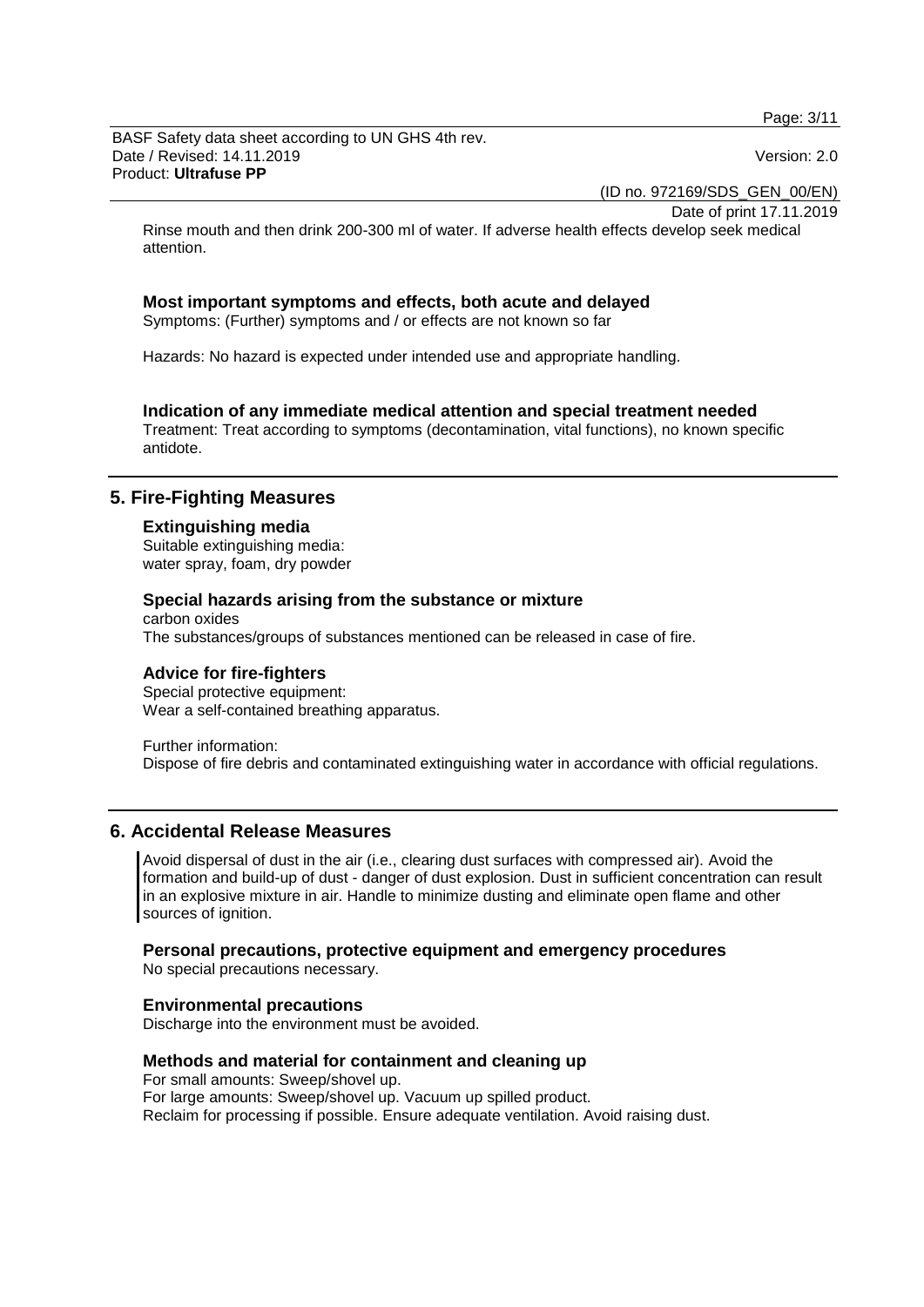Rinse mouth and then drink 200-300 ml of water. If adverse health effects develop seek medical attention.

### Most important symptoms and effects, both acute and delayed

Symptoms: (Further) symptoms and / or effects are not known so far

Hazards: No hazard is expected under intended use and appropriate handling.

### Indication of any immediate medical attention and special treatment needed

Treatment: Treat according to symptoms (decontamination, vital functions), no known specific antidote.

## 5. Fire-Fighting Measures

### Extinguishing media

Suitable extinguishing media:
water spray, foam, dry powder

### Special hazards arising from the substance or mixture

carbon oxides
The substances/groups of substances mentioned can be released in case of fire.

### Advice for fire-fighters

Special protective equipment:
Wear a self-contained breathing apparatus.

Further information:
Dispose of fire debris and contaminated extinguishing water in accordance with official regulations.

## 6. Accidental Release Measures

Avoid dispersal of dust in the air (i.e., clearing dust surfaces with compressed air). Avoid the formation and build-up of dust - danger of dust explosion. Dust in sufficient concentration can result in an explosive mixture in air. Handle to minimize dusting and eliminate open flame and other sources of ignition.

### Personal precautions, protective equipment and emergency procedures

No special precautions necessary.

### Environmental precautions

Discharge into the environment must be avoided.

### Methods and material for containment and cleaning up

For small amounts: Sweep/shovel up.
For large amounts: Sweep/shovel up. Vacuum up spilled product.
Reclaim for processing if possible. Ensure adequate ventilation. Avoid raising dust.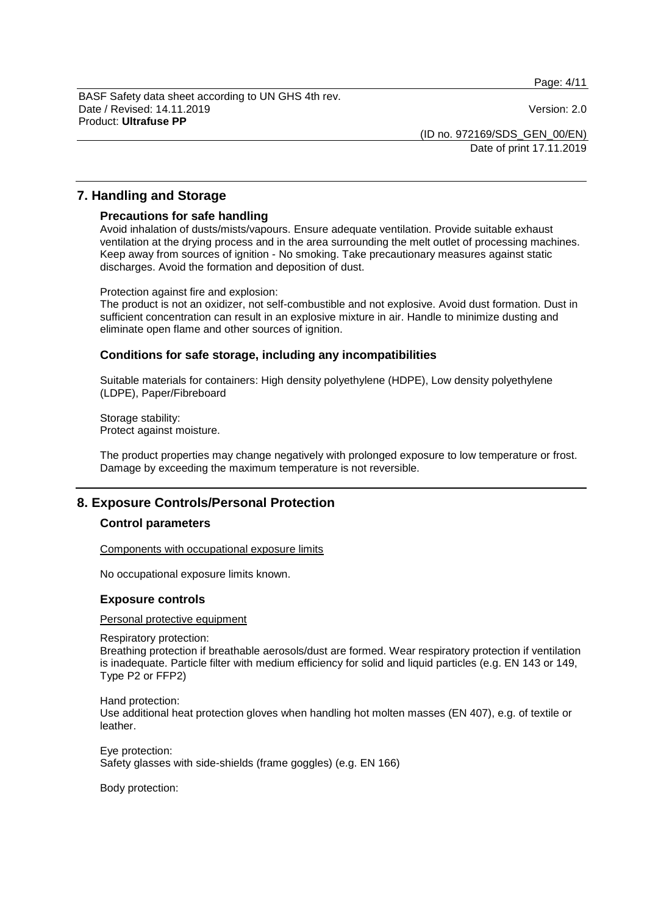## 7. Handling and Storage

### Precautions for safe handling

Avoid inhalation of dusts/mists/vapours. Ensure adequate ventilation. Provide suitable exhaust ventilation at the drying process and in the area surrounding the melt outlet of processing machines. Keep away from sources of ignition - No smoking. Take precautionary measures against static discharges. Avoid the formation and deposition of dust.

Protection against fire and explosion:
The product is not an oxidizer, not self-combustible and not explosive. Avoid dust formation. Dust in sufficient concentration can result in an explosive mixture in air. Handle to minimize dusting and eliminate open flame and other sources of ignition.

### Conditions for safe storage, including any incompatibilities

Suitable materials for containers: High density polyethylene (HDPE), Low density polyethylene (LDPE), Paper/Fibreboard

Storage stability:
Protect against moisture.

The product properties may change negatively with prolonged exposure to low temperature or frost. Damage by exceeding the maximum temperature is not reversible.

## 8. Exposure Controls/Personal Protection

### Control parameters

Components with occupational exposure limits

No occupational exposure limits known.

### Exposure controls

Personal protective equipment

Respiratory protection:
Breathing protection if breathable aerosols/dust are formed. Wear respiratory protection if ventilation is inadequate. Particle filter with medium efficiency for solid and liquid particles (e.g. EN 143 or 149, Type P2 or FFP2)

Hand protection:
Use additional heat protection gloves when handling hot molten masses (EN 407), e.g. of textile or leather.

Eye protection:
Safety glasses with side-shields (frame goggles) (e.g. EN 166)

Body protection: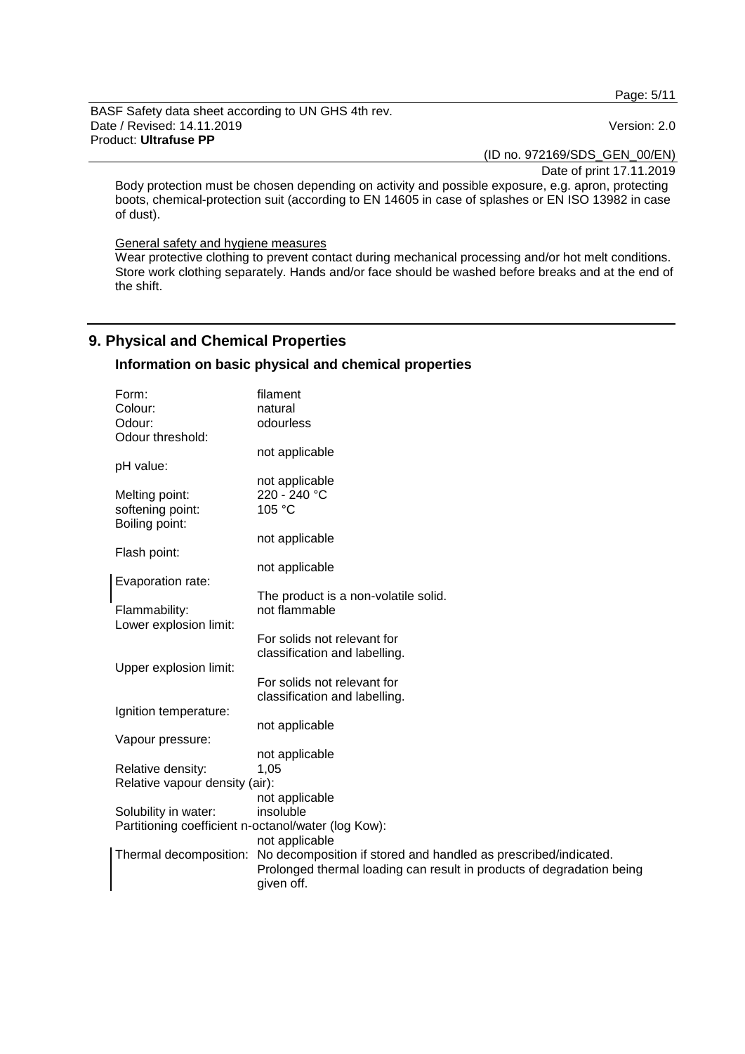Body protection must be chosen depending on activity and possible exposure, e.g. apron, protecting boots, chemical-protection suit (according to EN 14605 in case of splashes or EN ISO 13982 in case of dust).

General safety and hygiene measures

Wear protective clothing to prevent contact during mechanical processing and/or hot melt conditions. Store work clothing separately. Hands and/or face should be washed before breaks and at the end of the shift.

## 9. Physical and Chemical Properties

### Information on basic physical and chemical properties

| | |
|---|---|
| Form: | filament |
| Colour: | natural |
| Odour: | odourless |
| Odour threshold: | not applicable |
| pH value: | not applicable |
| Melting point: | 220 - 240 °C |
| softening point: | 105 °C |
| Boiling point: | not applicable |
| Flash point: | not applicable |
| Evaporation rate: | The product is a non-volatile solid. |
| Flammability: | not flammable |
| Lower explosion limit: | For solids not relevant for classification and labelling. |
| Upper explosion limit: | For solids not relevant for classification and labelling. |
| Ignition temperature: | not applicable |
| Vapour pressure: | not applicable |
| Relative density: | 1,05 |
| Relative vapour density (air): | not applicable |
| Solubility in water: | insoluble |
| Partitioning coefficient n-octanol/water (log Kow): | not applicable |
| Thermal decomposition: | No decomposition if stored and handled as prescribed/indicated. Prolonged thermal loading can result in products of degradation being given off. |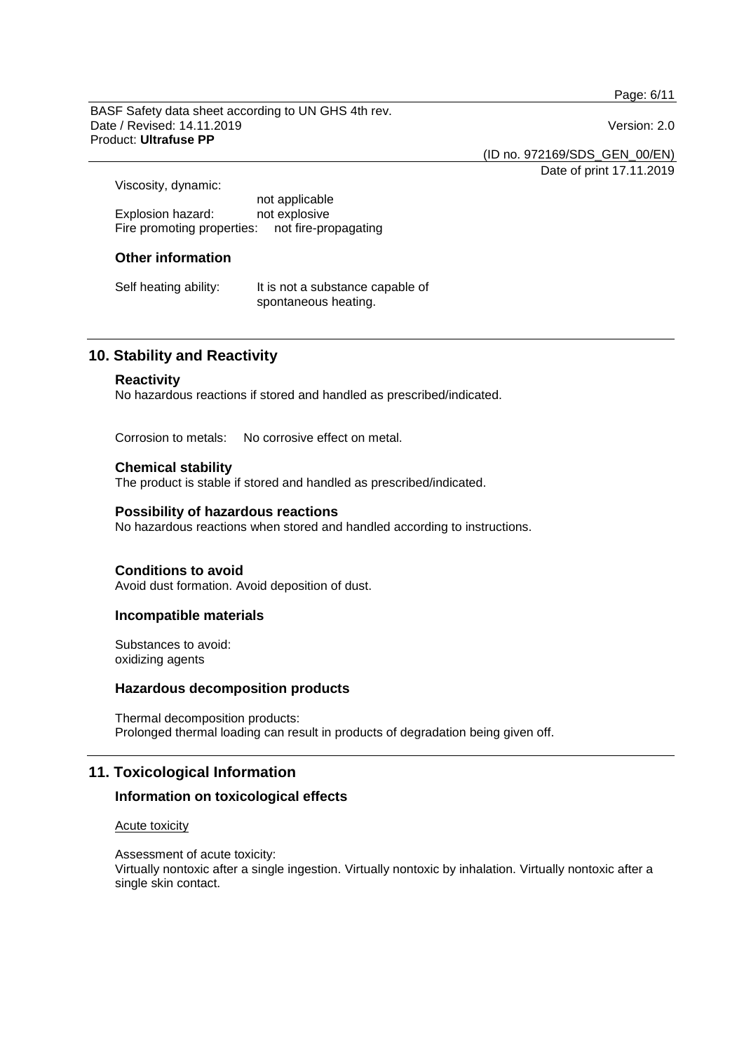Viscosity, dynamic:
not applicable

Explosion hazard: not explosive

Fire promoting properties: not fire-propagating

### Other information

Self heating ability: It is not a substance capable of spontaneous heating.

## 10. Stability and Reactivity

### Reactivity

No hazardous reactions if stored and handled as prescribed/indicated.

Corrosion to metals: No corrosive effect on metal.

### Chemical stability

The product is stable if stored and handled as prescribed/indicated.

### Possibility of hazardous reactions

No hazardous reactions when stored and handled according to instructions.

### Conditions to avoid

Avoid dust formation. Avoid deposition of dust.

### Incompatible materials

Substances to avoid:
oxidizing agents

### Hazardous decomposition products

Thermal decomposition products:
Prolonged thermal loading can result in products of degradation being given off.

## 11. Toxicological Information

### Information on toxicological effects

Acute toxicity

Assessment of acute toxicity:
Virtually nontoxic after a single ingestion. Virtually nontoxic by inhalation. Virtually nontoxic after a single skin contact.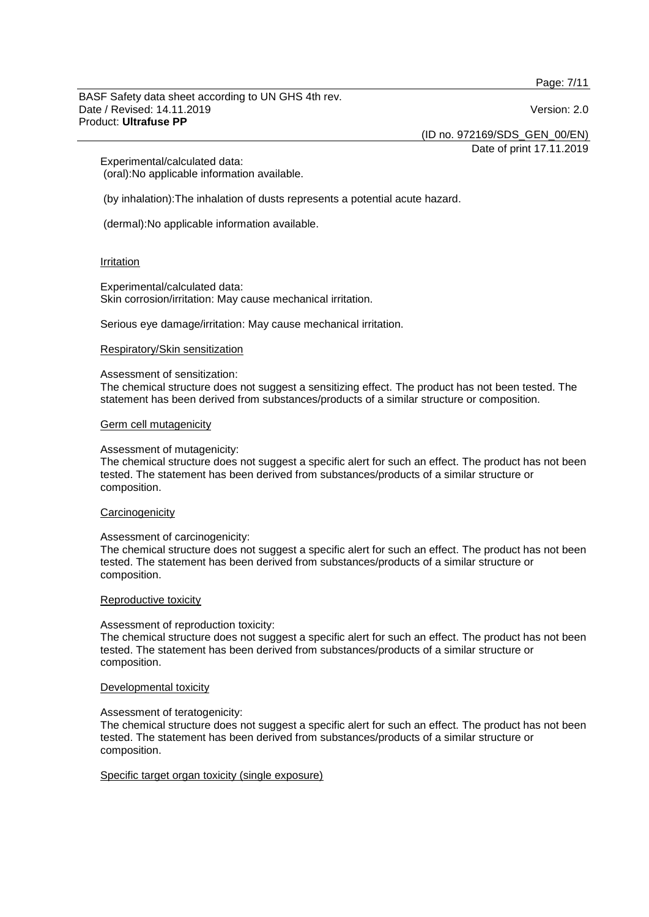Experimental/calculated data:
(oral):No applicable information available.

(by inhalation):The inhalation of dusts represents a potential acute hazard.

(dermal):No applicable information available.

### Irritation

Experimental/calculated data:
Skin corrosion/irritation: May cause mechanical irritation.

Serious eye damage/irritation: May cause mechanical irritation.

### Respiratory/Skin sensitization

Assessment of sensitization:
The chemical structure does not suggest a sensitizing effect. The product has not been tested. The statement has been derived from substances/products of a similar structure or composition.

### Germ cell mutagenicity

Assessment of mutagenicity:
The chemical structure does not suggest a specific alert for such an effect. The product has not been tested. The statement has been derived from substances/products of a similar structure or composition.

### Carcinogenicity

Assessment of carcinogenicity:
The chemical structure does not suggest a specific alert for such an effect. The product has not been tested. The statement has been derived from substances/products of a similar structure or composition.

### Reproductive toxicity

Assessment of reproduction toxicity:
The chemical structure does not suggest a specific alert for such an effect. The product has not been tested. The statement has been derived from substances/products of a similar structure or composition.

### Developmental toxicity

Assessment of teratogenicity:
The chemical structure does not suggest a specific alert for such an effect. The product has not been tested. The statement has been derived from substances/products of a similar structure or composition.

### Specific target organ toxicity (single exposure)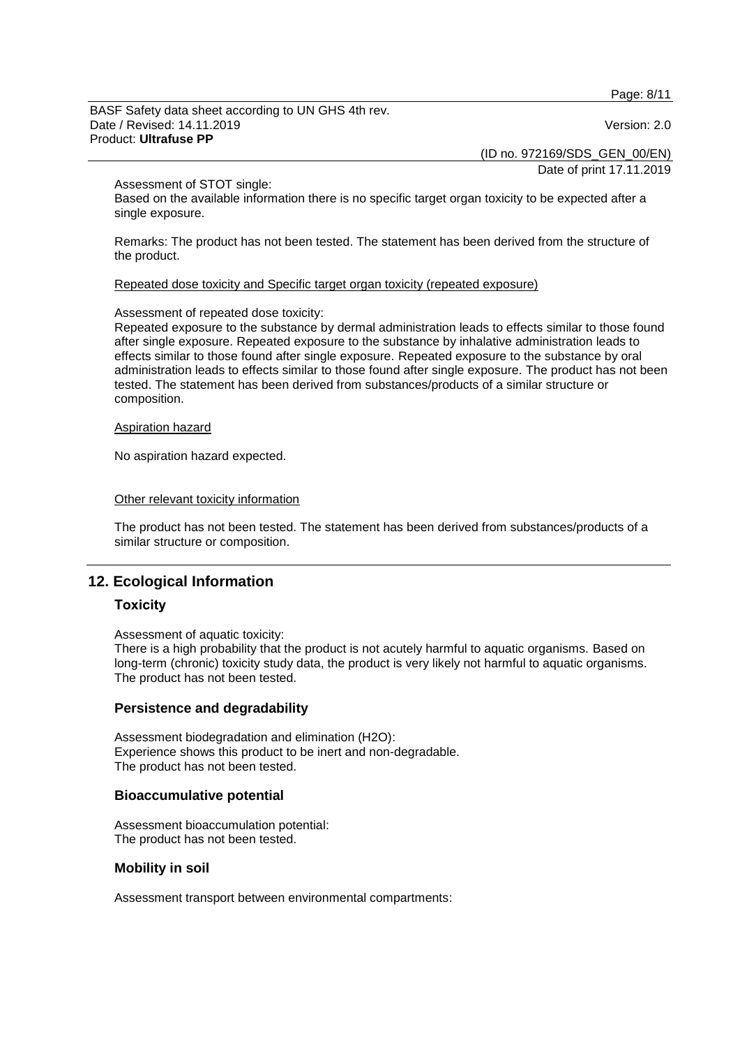Assessment of STOT single:
Based on the available information there is no specific target organ toxicity to be expected after a single exposure.

Remarks: The product has not been tested. The statement has been derived from the structure of the product.

Repeated dose toxicity and Specific target organ toxicity (repeated exposure)

Assessment of repeated dose toxicity:
Repeated exposure to the substance by dermal administration leads to effects similar to those found after single exposure. Repeated exposure to the substance by inhalative administration leads to effects similar to those found after single exposure. Repeated exposure to the substance by oral administration leads to effects similar to those found after single exposure. The product has not been tested. The statement has been derived from substances/products of a similar structure or composition.

Aspiration hazard

No aspiration hazard expected.

Other relevant toxicity information

The product has not been tested. The statement has been derived from substances/products of a similar structure or composition.

## 12. Ecological Information

### Toxicity

Assessment of aquatic toxicity:
There is a high probability that the product is not acutely harmful to aquatic organisms. Based on long-term (chronic) toxicity study data, the product is very likely not harmful to aquatic organisms. The product has not been tested.

### Persistence and degradability

Assessment biodegradation and elimination ($H_2O$):
Experience shows this product to be inert and non-degradable.
The product has not been tested.

### Bioaccumulative potential

Assessment bioaccumulation potential:
The product has not been tested.

### Mobility in soil

Assessment transport between environmental compartments: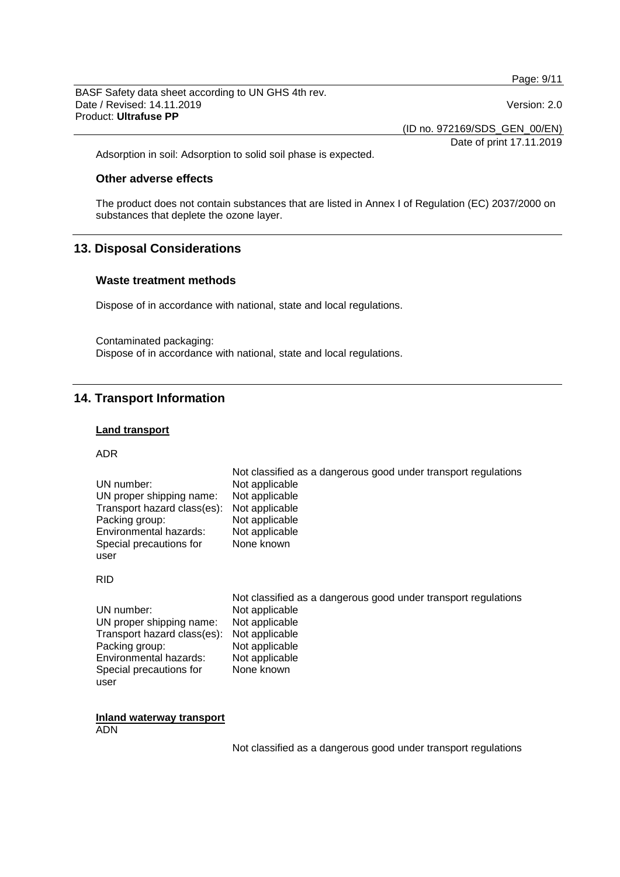Adsorption in soil: Adsorption to solid soil phase is expected.

### Other adverse effects

The product does not contain substances that are listed in Annex I of Regulation (EC) 2037/2000 on substances that deplete the ozone layer.

## 13. Disposal Considerations

### Waste treatment methods

Dispose of in accordance with national, state and local regulations.

Contaminated packaging:
Dispose of in accordance with national, state and local regulations.

## 14. Transport Information

**Land transport**

ADR

| | Not classified as a dangerous good under transport regulations |
|---|---|
| UN number: | Not applicable |
| UN proper shipping name: | Not applicable |
| Transport hazard class(es): | Not applicable |
| Packing group: | Not applicable |
| Environmental hazards: | Not applicable |
| Special precautions for user | None known |

RID

| | Not classified as a dangerous good under transport regulations |
|---|---|
| UN number: | Not applicable |
| UN proper shipping name: | Not applicable |
| Transport hazard class(es): | Not applicable |
| Packing group: | Not applicable |
| Environmental hazards: | Not applicable |
| Special precautions for user | None known |

**Inland waterway transport**

ADN

Not classified as a dangerous good under transport regulations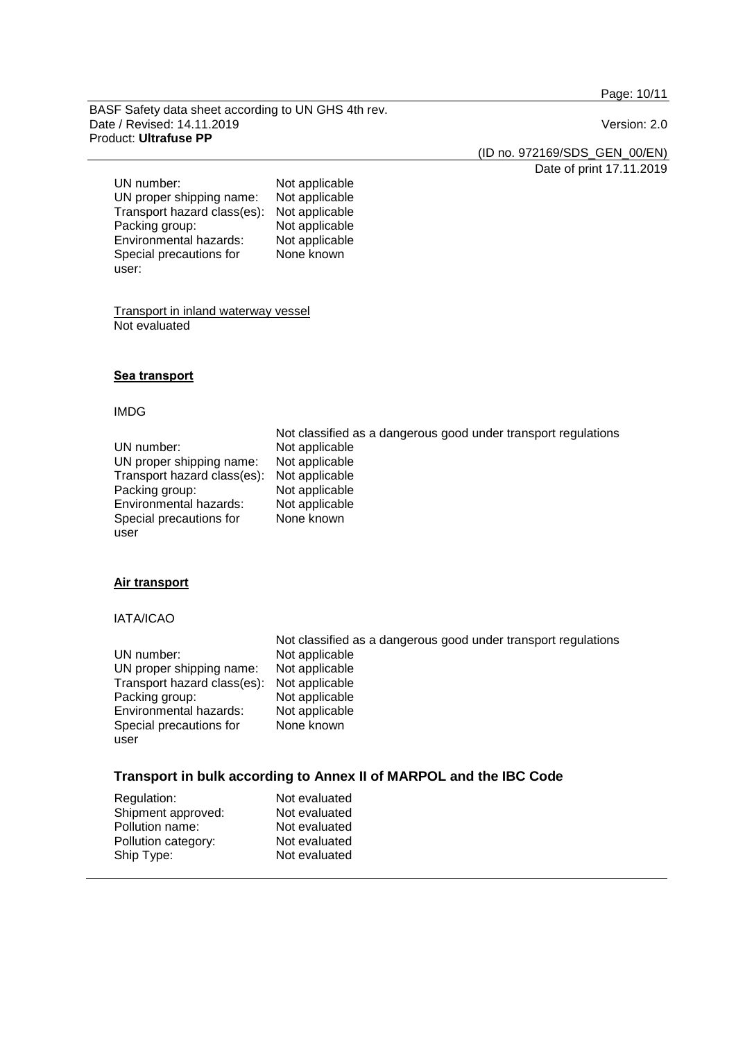| | |
|---|---|
| UN number: | Not applicable |
| UN proper shipping name: | Not applicable |
| Transport hazard class(es): | Not applicable |
| Packing group: | Not applicable |
| Environmental hazards: | Not applicable |
| Special precautions for user: | None known |

Transport in inland waterway vessel
Not evaluated

**Sea transport**

IMDG

Not classified as a dangerous good under transport regulations

| | |
|---|---|
| UN number: | Not applicable |
| UN proper shipping name: | Not applicable |
| Transport hazard class(es): | Not applicable |
| Packing group: | Not applicable |
| Environmental hazards: | Not applicable |
| Special precautions for user | None known |

**Air transport**

IATA/ICAO

Not classified as a dangerous good under transport regulations

| | |
|---|---|
| UN number: | Not applicable |
| UN proper shipping name: | Not applicable |
| Transport hazard class(es): | Not applicable |
| Packing group: | Not applicable |
| Environmental hazards: | Not applicable |
| Special precautions for user | None known |

## Transport in bulk according to Annex II of MARPOL and the IBC Code

| | |
|---|---|
| Regulation: | Not evaluated |
| Shipment approved: | Not evaluated |
| Pollution name: | Not evaluated |
| Pollution category: | Not evaluated |
| Ship Type: | Not evaluated |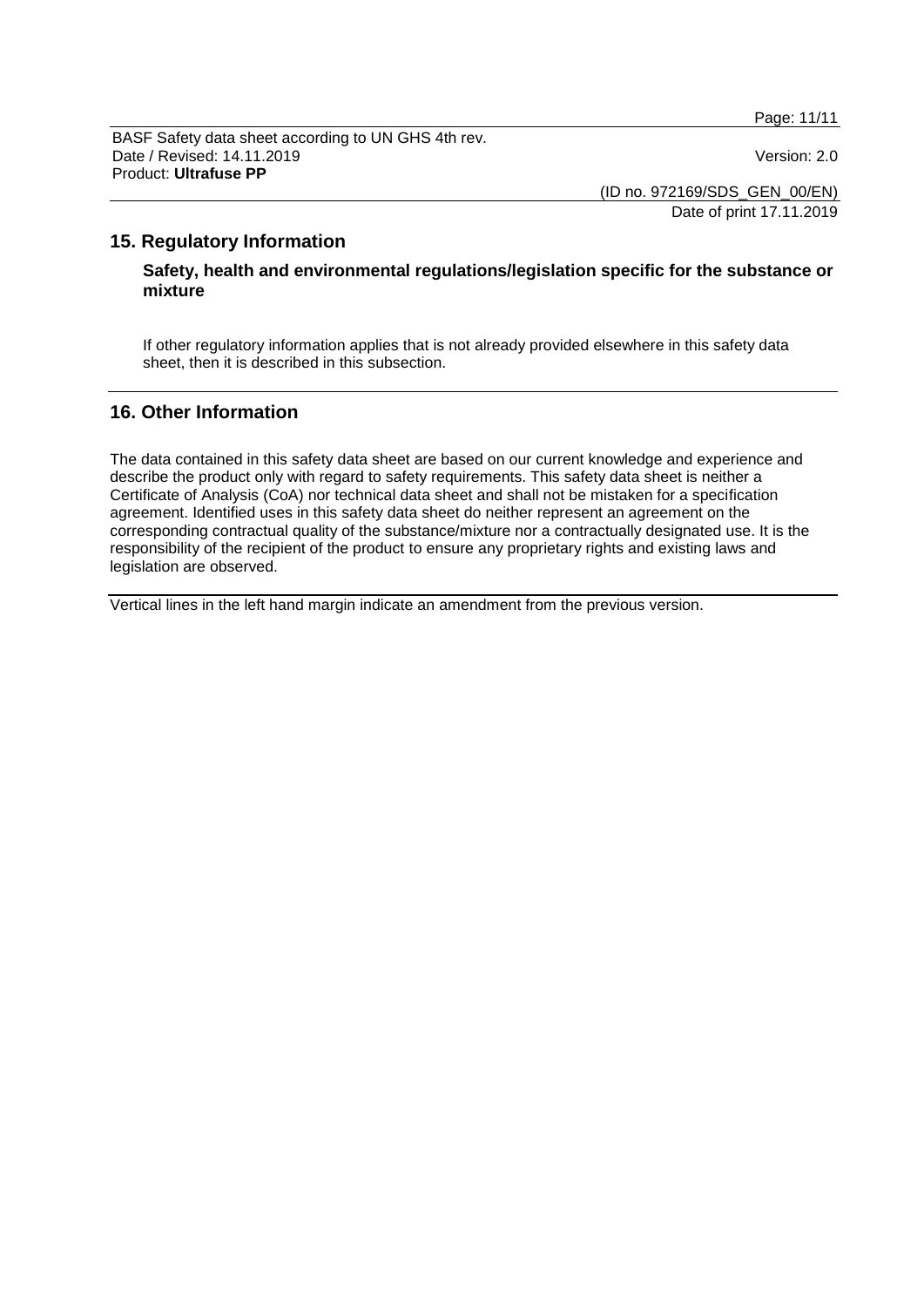## 15. Regulatory Information

### Safety, health and environmental regulations/legislation specific for the substance or mixture

If other regulatory information applies that is not already provided elsewhere in this safety data sheet, then it is described in this subsection.

## 16. Other Information

The data contained in this safety data sheet are based on our current knowledge and experience and describe the product only with regard to safety requirements. This safety data sheet is neither a Certificate of Analysis (CoA) nor technical data sheet and shall not be mistaken for a specification agreement. Identified uses in this safety data sheet do neither represent an agreement on the corresponding contractual quality of the substance/mixture nor a contractually designated use. It is the responsibility of the recipient of the product to ensure any proprietary rights and existing laws and legislation are observed.

Vertical lines in the left hand margin indicate an amendment from the previous version.